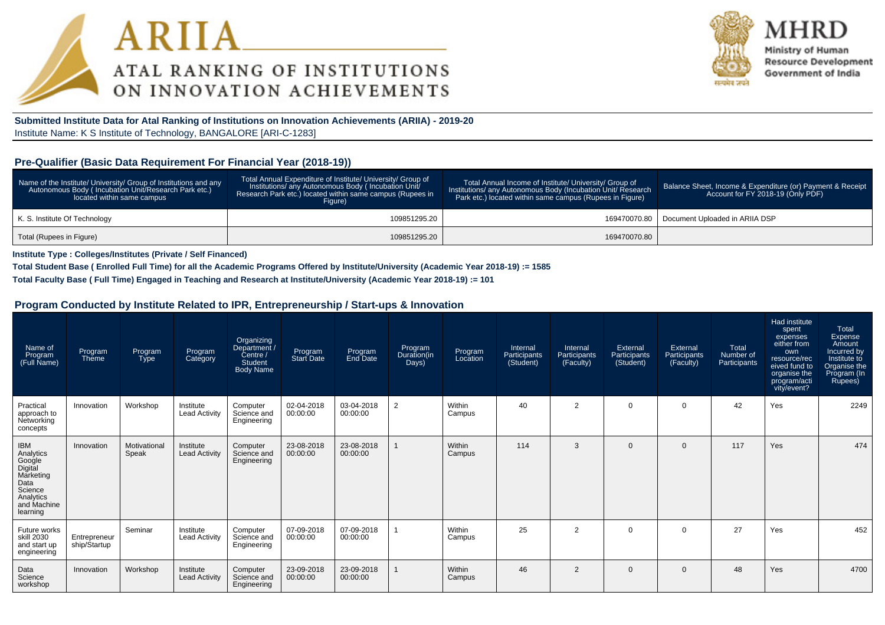# ARIIA
## ATAL RANKING OF INSTITUTIONS ON INNOVATION ACHIEVEMENTS

**MHRD**
Ministry of Human Resource Development
Government of India

**Submitted Institute Data for Atal Ranking of Institutions on Innovation Achievements (ARIIA) - 2019-20**
Institute Name: K S Institute of Technology, BANGALORE [ARI-C-1283]

## Pre-Qualifier (Basic Data Requirement For Financial Year (2018-19))

| Name of the Institute/ University/ Group of Institutions and any Autonomous Body ( Incubation Unit/Research Park etc.) located within same campus | Total Annual Expenditure of Institute/ University/ Group of Institutions/ any Autonomous Body ( Incubation Unit/ Research Park etc.) located within same campus (Rupees in Figure) | Total Annual Income of Institute/ University/ Group of Institutions/ any Autonomous Body (Incubation Unit/ Research Park etc.) located within same campus (Rupees in Figure) | Balance Sheet, Income & Expenditure (or) Payment & Receipt Account for FY 2018-19 (Only PDF) |
|---|---|---|---|
| K. S. Institute Of Technology | 109851295.20 | 169470070.80 | Document Uploaded in ARIIA DSP |
| Total (Rupees in Figure) | 109851295.20 | 169470070.80 | |

**Institute Type : Colleges/Institutes (Private / Self Financed)**

**Total Student Base ( Enrolled Full Time) for all the Academic Programs Offered by Institute/University (Academic Year 2018-19) := 1585**

**Total Faculty Base ( Full Time) Engaged in Teaching and Research at Institute/University (Academic Year 2018-19) := 101**

## Program Conducted by Institute Related to IPR, Entrepreneurship / Start-ups & Innovation

| Name of Program (Full Name) | Program Theme | Program Type | Program Category | Organizing Department / Centre / Student Body Name | Program Start Date | Program End Date | Program Duration(in Days) | Program Location | Internal Participants (Student) | Internal Participants (Faculty) | External Participants (Student) | External Participants (Faculty) | Total Number of Participants | Had institute spent expenses either from own resource/received fund to organise the program/activity/event? | Total Expense Amount Incurred by Institute to Organise the Program (In Rupees) |
|---|---|---|---|---|---|---|---|---|---|---|---|---|---|---|---|
| Practical approach to Networking concepts | Innovation | Workshop | Institute Lead Activity | Computer Science and Engineering | 02-04-2018 00:00:00 | 03-04-2018 00:00:00 | 2 | Within Campus | 40 | 2 | 0 | 0 | 42 | Yes | 2249 |
| IBM Analytics Google Digital Marketing Data Science Analytics and Machine learning | Innovation | Motivational Speak | Institute Lead Activity | Computer Science and Engineering | 23-08-2018 00:00:00 | 23-08-2018 00:00:00 | 1 | Within Campus | 114 | 3 | 0 | 0 | 117 | Yes | 474 |
| Future works skill 2030 and start up engineering | Entrepreneurship/Startup | Seminar | Institute Lead Activity | Computer Science and Engineering | 07-09-2018 00:00:00 | 07-09-2018 00:00:00 | 1 | Within Campus | 25 | 2 | 0 | 0 | 27 | Yes | 452 |
| Data Science workshop | Innovation | Workshop | Institute Lead Activity | Computer Science and Engineering | 23-09-2018 00:00:00 | 23-09-2018 00:00:00 | 1 | Within Campus | 46 | 2 | 0 | 0 | 48 | Yes | 4700 |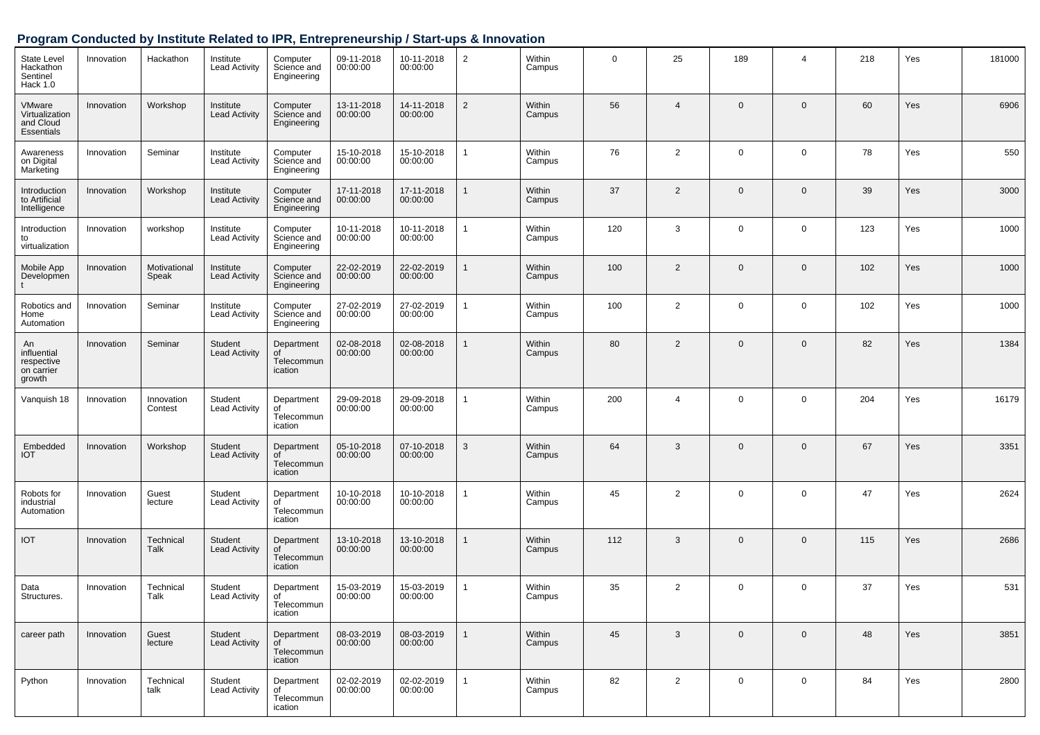## Program Conducted by Institute Related to IPR, Entrepreneurship / Start-ups & Innovation

| | | | | | | | | | | | | | | |
|---|---|---|---|---|---|---|---|---|---|---|---|---|---|---|
| State Level Hackathon Sentinel Hack 1.0 | Innovation | Hackathon | Institute Lead Activity | Computer Science and Engineering | 09-11-2018 00:00:00 | 10-11-2018 00:00:00 | 2 | Within Campus | 0 | 25 | 189 | 4 | 218 | Yes | 181000 |
| VMware Virtualization and Cloud Essentials | Innovation | Workshop | Institute Lead Activity | Computer Science and Engineering | 13-11-2018 00:00:00 | 14-11-2018 00:00:00 | 2 | Within Campus | 56 | 4 | 0 | 0 | 60 | Yes | 6906 |
| Awareness on Digital Marketing | Innovation | Seminar | Institute Lead Activity | Computer Science and Engineering | 15-10-2018 00:00:00 | 15-10-2018 00:00:00 | 1 | Within Campus | 76 | 2 | 0 | 0 | 78 | Yes | 550 |
| Introduction to Artificial Intelligence | Innovation | Workshop | Institute Lead Activity | Computer Science and Engineering | 17-11-2018 00:00:00 | 17-11-2018 00:00:00 | 1 | Within Campus | 37 | 2 | 0 | 0 | 39 | Yes | 3000 |
| Introduction to virtualization | Innovation | workshop | Institute Lead Activity | Computer Science and Engineering | 10-11-2018 00:00:00 | 10-11-2018 00:00:00 | 1 | Within Campus | 120 | 3 | 0 | 0 | 123 | Yes | 1000 |
| Mobile App Development | Innovation | Motivational Speak | Institute Lead Activity | Computer Science and Engineering | 22-02-2019 00:00:00 | 22-02-2019 00:00:00 | 1 | Within Campus | 100 | 2 | 0 | 0 | 102 | Yes | 1000 |
| Robotics and Home Automation | Innovation | Seminar | Institute Lead Activity | Computer Science and Engineering | 27-02-2019 00:00:00 | 27-02-2019 00:00:00 | 1 | Within Campus | 100 | 2 | 0 | 0 | 102 | Yes | 1000 |
| An influential respective on carrier growth | Innovation | Seminar | Student Lead Activity | Department of Telecommunication | 02-08-2018 00:00:00 | 02-08-2018 00:00:00 | 1 | Within Campus | 80 | 2 | 0 | 0 | 82 | Yes | 1384 |
| Vanquish 18 | Innovation | Innovation Contest | Student Lead Activity | Department of Telecommunication | 29-09-2018 00:00:00 | 29-09-2018 00:00:00 | 1 | Within Campus | 200 | 4 | 0 | 0 | 204 | Yes | 16179 |
| Embedded IOT | Innovation | Workshop | Student Lead Activity | Department of Telecommunication | 05-10-2018 00:00:00 | 07-10-2018 00:00:00 | 3 | Within Campus | 64 | 3 | 0 | 0 | 67 | Yes | 3351 |
| Robots for industrial Automation | Innovation | Guest lecture | Student Lead Activity | Department of Telecommunication | 10-10-2018 00:00:00 | 10-10-2018 00:00:00 | 1 | Within Campus | 45 | 2 | 0 | 0 | 47 | Yes | 2624 |
| IOT | Innovation | Technical Talk | Student Lead Activity | Department of Telecommunication | 13-10-2018 00:00:00 | 13-10-2018 00:00:00 | 1 | Within Campus | 112 | 3 | 0 | 0 | 115 | Yes | 2686 |
| Data Structures. | Innovation | Technical Talk | Student Lead Activity | Department of Telecommunication | 15-03-2019 00:00:00 | 15-03-2019 00:00:00 | 1 | Within Campus | 35 | 2 | 0 | 0 | 37 | Yes | 531 |
| career path | Innovation | Guest lecture | Student Lead Activity | Department of Telecommunication | 08-03-2019 00:00:00 | 08-03-2019 00:00:00 | 1 | Within Campus | 45 | 3 | 0 | 0 | 48 | Yes | 3851 |
| Python | Innovation | Technical talk | Student Lead Activity | Department of Telecommunication | 02-02-2019 00:00:00 | 02-02-2019 00:00:00 | 1 | Within Campus | 82 | 2 | 0 | 0 | 84 | Yes | 2800 |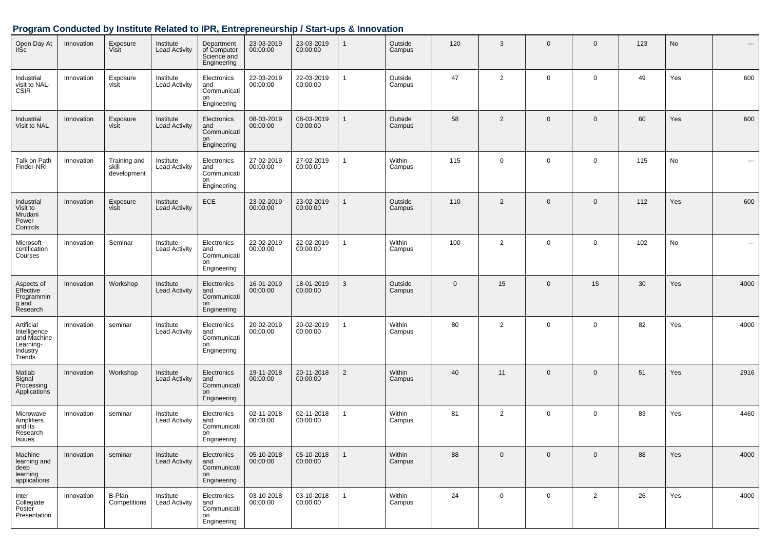## Program Conducted by Institute Related to IPR, Entrepreneurship / Start-ups & Innovation

| | | | | | | | | | | | | | | | |
|---|---|---|---|---|---|---|---|---|---|---|---|---|---|---|---|
| Open Day At IISc | Innovation | Exposure Visit | Institute Lead Activity | Department of Computer Science and Engineering | 23-03-2019 00:00:00 | 23-03-2019 00:00:00 | 1 | Outside Campus | 120 | 3 | 0 | 0 | 123 | No | --- |
| Industrial visit to NAL-CSIR | Innovation | Exposure visit | Institute Lead Activity | Electronics and Communication Engineering | 22-03-2019 00:00:00 | 22-03-2019 00:00:00 | 1 | Outside Campus | 47 | 2 | 0 | 0 | 49 | Yes | 600 |
| Industrial Visit to NAL | Innovation | Exposure visit | Institute Lead Activity | Electronics and Communication Engineering | 08-03-2019 00:00:00 | 08-03-2019 00:00:00 | 1 | Outside Campus | 58 | 2 | 0 | 0 | 60 | Yes | 600 |
| Talk on Path Finder-NRI | Innovation | Training and skill development | Institute Lead Activity | Electronics and Communication Engineering | 27-02-2019 00:00:00 | 27-02-2019 00:00:00 | 1 | Within Campus | 115 | 0 | 0 | 0 | 115 | No | --- |
| Industrial Visit to Mrudani Power Controls | Innovation | Exposure visit | Institute Lead Activity | ECE | 23-02-2019 00:00:00 | 23-02-2019 00:00:00 | 1 | Outside Campus | 110 | 2 | 0 | 0 | 112 | Yes | 600 |
| Microsoft certification Courses | Innovation | Seminar | Institute Lead Activity | Electronics and Communication Engineering | 22-02-2019 00:00:00 | 22-02-2019 00:00:00 | 1 | Within Campus | 100 | 2 | 0 | 0 | 102 | No | --- |
| Aspects of Effective Programming and Research | Innovation | Workshop | Institute Lead Activity | Electronics and Communication Engineering | 16-01-2019 00:00:00 | 18-01-2019 00:00:00 | 3 | Outside Campus | 0 | 15 | 0 | 15 | 30 | Yes | 4000 |
| Artificial Intelligence and Machine Learning-Industry Trends | Innovation | seminar | Institute Lead Activity | Electronics and Communication Engineering | 20-02-2019 00:00:00 | 20-02-2019 00:00:00 | 1 | Within Campus | 80 | 2 | 0 | 0 | 82 | Yes | 4000 |
| Matlab Signal Processing Applications | Innovation | Workshop | Institute Lead Activity | Electronics and Communication Engineering | 19-11-2018 00:00:00 | 20-11-2018 00:00:00 | 2 | Within Campus | 40 | 11 | 0 | 0 | 51 | Yes | 2916 |
| Microwave Amplifiers and Its Research Isuues | Innovation | seminar | Institute Lead Activity | Electronics and Communication Engineering | 02-11-2018 00:00:00 | 02-11-2018 00:00:00 | 1 | Within Campus | 81 | 2 | 0 | 0 | 83 | Yes | 4460 |
| Machine learning and deep learning applications | Innovation | seminar | Institute Lead Activity | Electronics and Communication Engineering | 05-10-2018 00:00:00 | 05-10-2018 00:00:00 | 1 | Within Campus | 88 | 0 | 0 | 0 | 88 | Yes | 4000 |
| Inter Collegiate Poster Presentation | Innovation | B-Plan Competitions | Institute Lead Activity | Electronics and Communication Engineering | 03-10-2018 00:00:00 | 03-10-2018 00:00:00 | 1 | Within Campus | 24 | 0 | 0 | 2 | 26 | Yes | 4000 |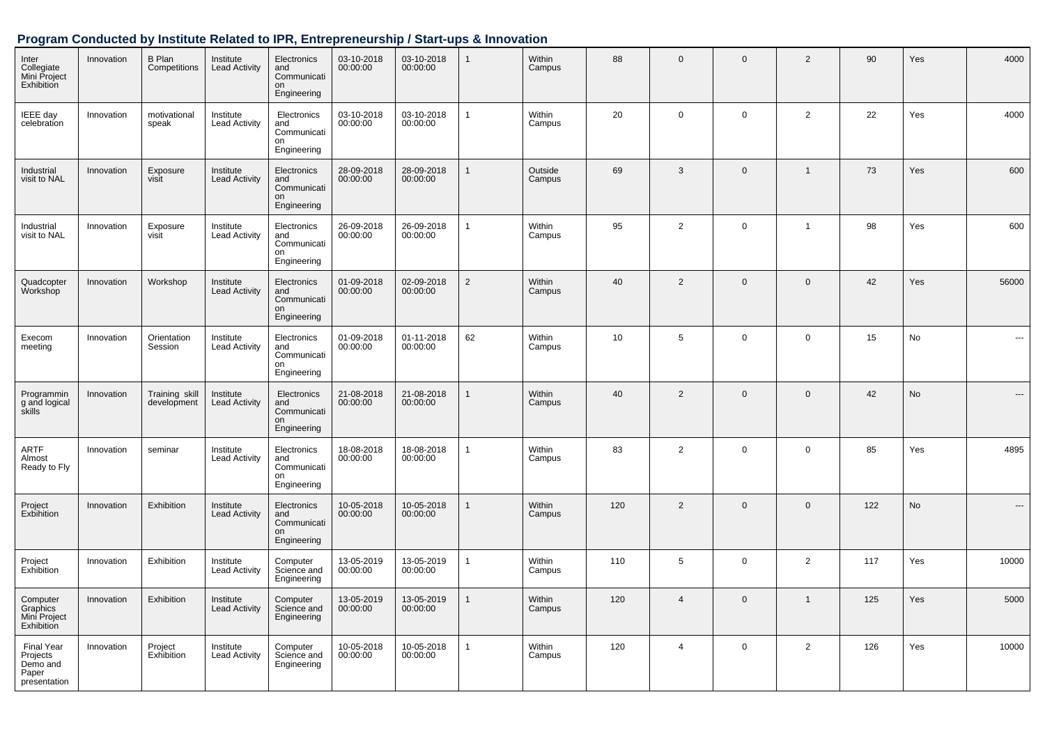## Program Conducted by Institute Related to IPR, Entrepreneurship / Start-ups & Innovation

| | | | | | | | | | | | | | | | |
|---|---|---|---|---|---|---|---|---|---|---|---|---|---|---|---|
| Inter Collegiate Mini Project Exhibition | Innovation | B Plan Competitions | Institute Lead Activity | Electronics and Communication Engineering | 03-10-2018 00:00:00 | 03-10-2018 00:00:00 | 1 | Within Campus | 88 | 0 | 0 | 2 | 90 | Yes | 4000 |
| IEEE day celebration | Innovation | motivational speak | Institute Lead Activity | Electronics and Communication Engineering | 03-10-2018 00:00:00 | 03-10-2018 00:00:00 | 1 | Within Campus | 20 | 0 | 0 | 2 | 22 | Yes | 4000 |
| Industrial visit to NAL | Innovation | Exposure visit | Institute Lead Activity | Electronics and Communication Engineering | 28-09-2018 00:00:00 | 28-09-2018 00:00:00 | 1 | Outside Campus | 69 | 3 | 0 | 1 | 73 | Yes | 600 |
| Industrial visit to NAL | Innovation | Exposure visit | Institute Lead Activity | Electronics and Communication Engineering | 26-09-2018 00:00:00 | 26-09-2018 00:00:00 | 1 | Within Campus | 95 | 2 | 0 | 1 | 98 | Yes | 600 |
| Quadcopter Workshop | Innovation | Workshop | Institute Lead Activity | Electronics and Communication Engineering | 01-09-2018 00:00:00 | 02-09-2018 00:00:00 | 2 | Within Campus | 40 | 2 | 0 | 0 | 42 | Yes | 56000 |
| Execom meeting | Innovation | Orientation Session | Institute Lead Activity | Electronics and Communication Engineering | 01-09-2018 00:00:00 | 01-11-2018 00:00:00 | 62 | Within Campus | 10 | 5 | 0 | 0 | 15 | No | --- |
| Programming and logical skills | Innovation | Training skill development | Institute Lead Activity | Electronics and Communication Engineering | 21-08-2018 00:00:00 | 21-08-2018 00:00:00 | 1 | Within Campus | 40 | 2 | 0 | 0 | 42 | No | --- |
| ARTF Almost Ready to Fly | Innovation | seminar | Institute Lead Activity | Electronics and Communication Engineering | 18-08-2018 00:00:00 | 18-08-2018 00:00:00 | 1 | Within Campus | 83 | 2 | 0 | 0 | 85 | Yes | 4895 |
| Project Exbihition | Innovation | Exhibition | Institute Lead Activity | Electronics and Communication Engineering | 10-05-2018 00:00:00 | 10-05-2018 00:00:00 | 1 | Within Campus | 120 | 2 | 0 | 0 | 122 | No | --- |
| Project Exhibition | Innovation | Exhibition | Institute Lead Activity | Computer Science and Engineering | 13-05-2019 00:00:00 | 13-05-2019 00:00:00 | 1 | Within Campus | 110 | 5 | 0 | 2 | 117 | Yes | 10000 |
| Computer Graphics Mini Project Exhibition | Innovation | Exhibition | Institute Lead Activity | Computer Science and Engineering | 13-05-2019 00:00:00 | 13-05-2019 00:00:00 | 1 | Within Campus | 120 | 4 | 0 | 1 | 125 | Yes | 5000 |
| Final Year Projects Demo and Paper presentation | Innovation | Project Exhibition | Institute Lead Activity | Computer Science and Engineering | 10-05-2018 00:00:00 | 10-05-2018 00:00:00 | 1 | Within Campus | 120 | 4 | 0 | 2 | 126 | Yes | 10000 |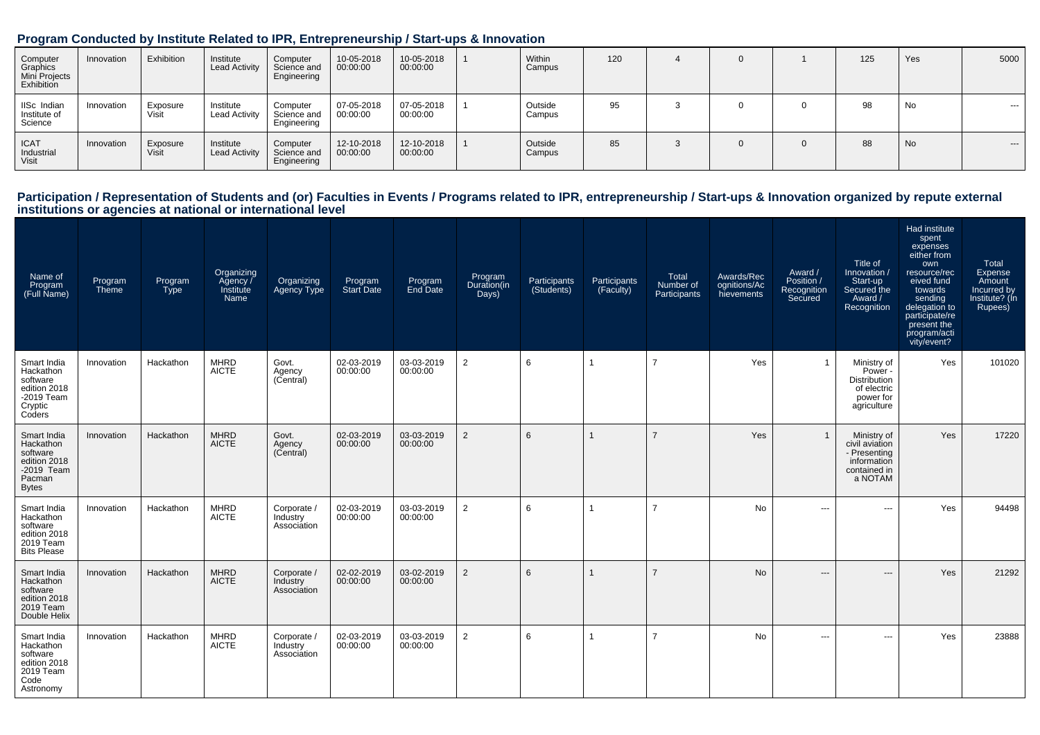## Program Conducted by Institute Related to IPR, Entrepreneurship / Start-ups & Innovation

| | | | | | | | | | | | | | | | |
|---|---|---|---|---|---|---|---|---|---|---|---|---|---|---|---|
| Computer Graphics Mini Projects Exhibition | Innovation | Exhibition | Institute Lead Activity | Computer Science and Engineering | 10-05-2018 00:00:00 | 10-05-2018 00:00:00 | 1 | Within Campus | 120 | 4 | 0 | 1 | 125 | Yes | 5000 |
| IISc Indian Institute of Science | Innovation | Exposure Visit | Institute Lead Activity | Computer Science and Engineering | 07-05-2018 00:00:00 | 07-05-2018 00:00:00 | 1 | Outside Campus | 95 | 3 | 0 | 0 | 98 | No | --- |
| ICAT Industrial Visit | Innovation | Exposure Visit | Institute Lead Activity | Computer Science and Engineering | 12-10-2018 00:00:00 | 12-10-2018 00:00:00 | 1 | Outside Campus | 85 | 3 | 0 | 0 | 88 | No | --- |

## Participation / Representation of Students and (or) Faculties in Events / Programs related to IPR, entrepreneurship / Start-ups & Innovation organized by repute external institutions or agencies at national or international level

| Name of Program (Full Name) | Program Theme | Program Type | Organizing Agency / Institute Name | Organizing Agency Type | Program Start Date | Program End Date | Program Duration(in Days) | Participants (Students) | Participants (Faculty) | Total Number of Participants | Awards/Recognitions/Achievements | Award / Position / Recognition Secured | Title of Innovation / Start-up Secured the Award / Recognition | Had institute spent expenses either from own resource/received fund towards sending delegation to participate/represent the program/activity/event? | Total Expense Amount Incurred by Institute? (In Rupees) |
|---|---|---|---|---|---|---|---|---|---|---|---|---|---|---|---|
| Smart India Hackathon software edition 2018 -2019 Team Cryptic Coders | Innovation | Hackathon | MHRD AICTE | Govt. Agency (Central) | 02-03-2019 00:00:00 | 03-03-2019 00:00:00 | 2 | 6 | 1 | 7 | Yes | 1 | Ministry of Power - Distribution of electric power for agriculture | Yes | 101020 |
| Smart India Hackathon software edition 2018 -2019 Team Pacman Bytes | Innovation | Hackathon | MHRD AICTE | Govt. Agency (Central) | 02-03-2019 00:00:00 | 03-03-2019 00:00:00 | 2 | 6 | 1 | 7 | Yes | 1 | Ministry of civil aviation - Presenting information contained in a NOTAM | Yes | 17220 |
| Smart India Hackathon software edition 2018 2019 Team Bits Please | Innovation | Hackathon | MHRD AICTE | Corporate / Industry Association | 02-03-2019 00:00:00 | 03-03-2019 00:00:00 | 2 | 6 | 1 | 7 | No | --- | --- | Yes | 94498 |
| Smart India Hackathon software edition 2018 2019 Team Double Helix | Innovation | Hackathon | MHRD AICTE | Corporate / Industry Association | 02-02-2019 00:00:00 | 03-02-2019 00:00:00 | 2 | 6 | 1 | 7 | No | --- | --- | Yes | 21292 |
| Smart India Hackathon software edition 2018 2019 Team Code Astronomy | Innovation | Hackathon | MHRD AICTE | Corporate / Industry Association | 02-03-2019 00:00:00 | 03-03-2019 00:00:00 | 2 | 6 | 1 | 7 | No | --- | --- | Yes | 23888 |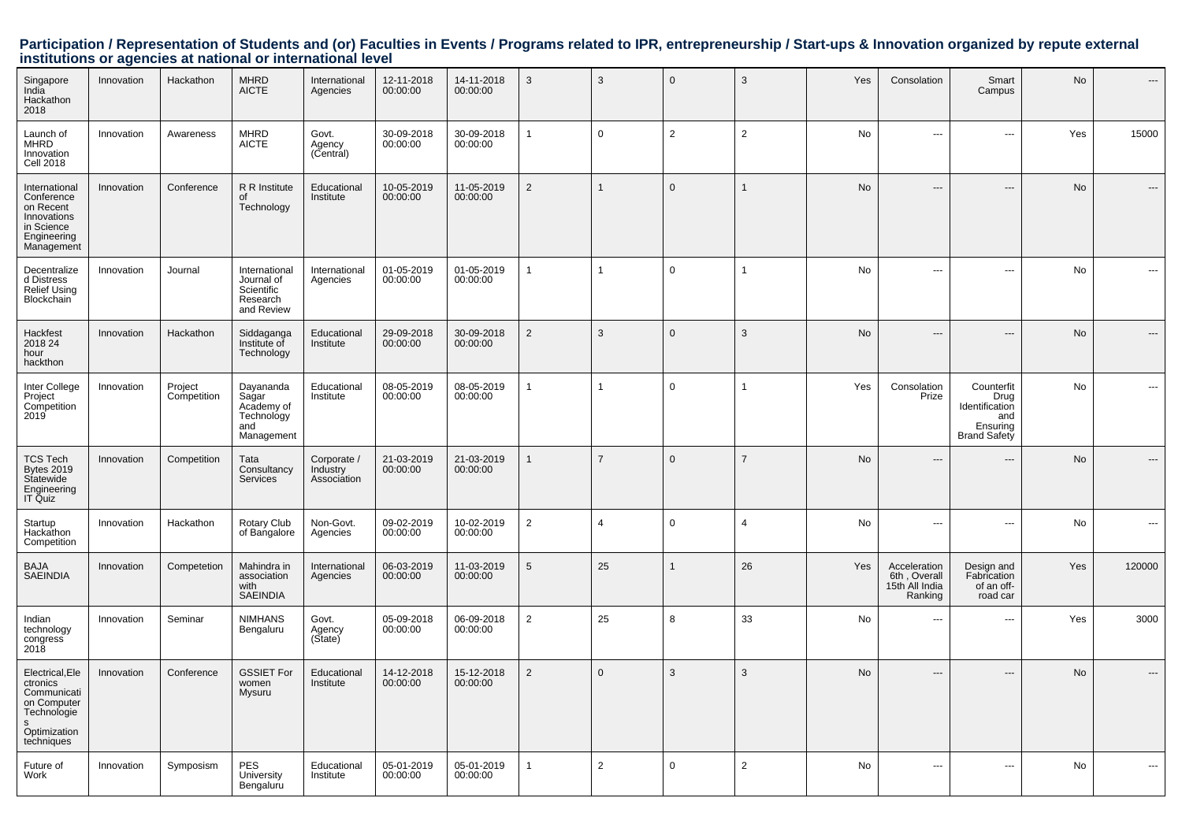### Participation / Representation of Students and (or) Faculties in Events / Programs related to IPR, entrepreneurship / Start-ups & Innovation organized by repute external institutions or agencies at national or international level

| | | | | | | | | | | | | | | | |
|---|---|---|---|---|---|---|---|---|---|---|---|---|---|---|---|
| Singapore India Hackathon 2018 | Innovation | Hackathon | MHRD AICTE | International Agencies | 12-11-2018 00:00:00 | 14-11-2018 00:00:00 | 3 | 3 | 0 | 3 | Yes | Consolation | Smart Campus | No | --- |
| Launch of MHRD Innovation Cell 2018 | Innovation | Awareness | MHRD AICTE | Govt. Agency (Central) | 30-09-2018 00:00:00 | 30-09-2018 00:00:00 | 1 | 0 | 2 | 2 | No | --- | --- | Yes | 15000 |
| International Conference on Recent Innovations in Science Engineering Management | Innovation | Conference | R R Institute of Technology | Educational Institute | 10-05-2019 00:00:00 | 11-05-2019 00:00:00 | 2 | 1 | 0 | 1 | No | --- | --- | No | --- |
| Decentralized Distress Relief Using Blockchain | Innovation | Journal | International Journal of Scientific Research and Review | International Agencies | 01-05-2019 00:00:00 | 01-05-2019 00:00:00 | 1 | 1 | 0 | 1 | No | --- | --- | No | --- |
| Hackfest 2018 24 hour hackthon | Innovation | Hackathon | Siddaganga Institute of Technology | Educational Institute | 29-09-2018 00:00:00 | 30-09-2018 00:00:00 | 2 | 3 | 0 | 3 | No | --- | --- | No | --- |
| Inter College Project Competition 2019 | Innovation | Project Competition | Dayananda Sagar Academy of Technology and Management | Educational Institute | 08-05-2019 00:00:00 | 08-05-2019 00:00:00 | 1 | 1 | 0 | 1 | Yes | Consolation Prize | Counterfit Drug Identification and Ensuring Brand Safety | No | --- |
| TCS Tech Bytes 2019 Statewide Engineering IT Quiz | Innovation | Competition | Tata Consultancy Services | Corporate / Industry Association | 21-03-2019 00:00:00 | 21-03-2019 00:00:00 | 1 | 7 | 0 | 7 | No | --- | --- | No | --- |
| Startup Hackathon Competition | Innovation | Hackathon | Rotary Club of Bangalore | Non-Govt. Agencies | 09-02-2019 00:00:00 | 10-02-2019 00:00:00 | 2 | 4 | 0 | 4 | No | --- | --- | No | --- |
| BAJA SAEINDIA | Innovation | Competetion | Mahindra in association with SAEINDIA | International Agencies | 06-03-2019 00:00:00 | 11-03-2019 00:00:00 | 5 | 25 | 1 | 26 | Yes | Acceleration 6th , Overall 15th All India Ranking | Design and Fabrication of an off-road car | Yes | 120000 |
| Indian technology congress 2018 | Innovation | Seminar | NIMHANS Bengaluru | Govt. Agency (State) | 05-09-2018 00:00:00 | 06-09-2018 00:00:00 | 2 | 25 | 8 | 33 | No | --- | --- | Yes | 3000 |
| Electrical,Electronics Communication Computer Technologies Optimization techniques | Innovation | Conference | GSSIET For women Mysuru | Educational Institute | 14-12-2018 00:00:00 | 15-12-2018 00:00:00 | 2 | 0 | 3 | 3 | No | --- | --- | No | --- |
| Future of Work | Innovation | Symposism | PES University Bengaluru | Educational Institute | 05-01-2019 00:00:00 | 05-01-2019 00:00:00 | 1 | 2 | 0 | 2 | No | --- | --- | No | --- |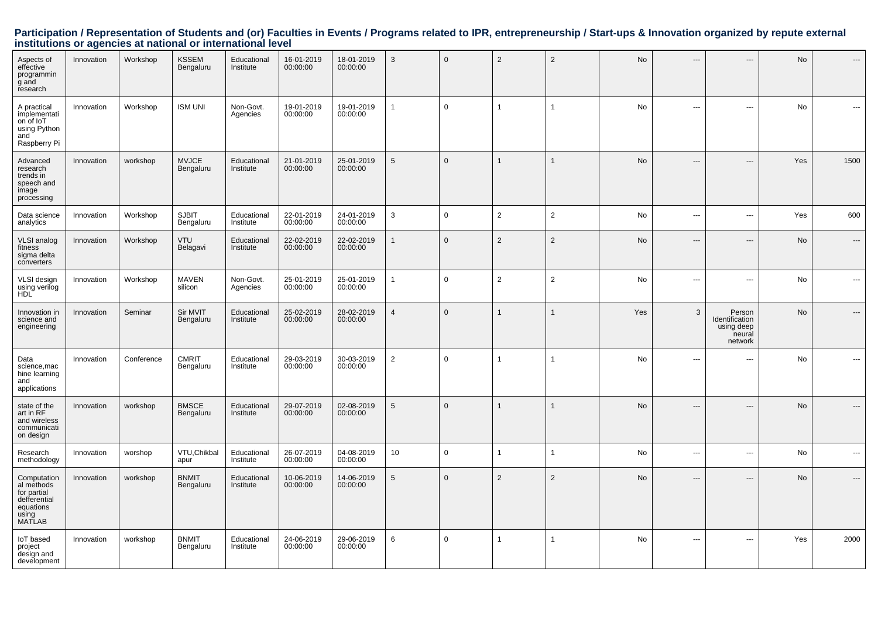# Participation / Representation of Students and (or) Faculties in Events / Programs related to IPR, entrepreneurship / Start-ups & Innovation organized by repute external institutions or agencies at national or international level

| | | | | | | | | | | | | | | | |
|---|---|---|---|---|---|---|---|---|---|---|---|---|---|---|---|
| Aspects of effective programming and research | Innovation | Workshop | KSSEM Bengaluru | Educational Institute | 16-01-2019 00:00:00 | 18-01-2019 00:00:00 | 3 | 0 | 2 | 2 | No | --- | --- | No | --- |
| A practical implementation of IoT using Python and Raspberry Pi | Innovation | Workshop | ISM UNI | Non-Govt. Agencies | 19-01-2019 00:00:00 | 19-01-2019 00:00:00 | 1 | 0 | 1 | 1 | No | --- | --- | No | --- |
| Advanced research trends in speech and image processing | Innovation | workshop | MVJCE Bengaluru | Educational Institute | 21-01-2019 00:00:00 | 25-01-2019 00:00:00 | 5 | 0 | 1 | 1 | No | --- | --- | Yes | 1500 |
| Data science analytics | Innovation | Workshop | SJBIT Bengaluru | Educational Institute | 22-01-2019 00:00:00 | 24-01-2019 00:00:00 | 3 | 0 | 2 | 2 | No | --- | --- | Yes | 600 |
| VLSI analog fitness sigma delta converters | Innovation | Workshop | VTU Belagavi | Educational Institute | 22-02-2019 00:00:00 | 22-02-2019 00:00:00 | 1 | 0 | 2 | 2 | No | --- | --- | No | --- |
| VLSI design using verilog HDL | Innovation | Workshop | MAVEN silicon | Non-Govt. Agencies | 25-01-2019 00:00:00 | 25-01-2019 00:00:00 | 1 | 0 | 2 | 2 | No | --- | --- | No | --- |
| Innovation in science and engineering | Innovation | Seminar | Sir MVIT Bengaluru | Educational Institute | 25-02-2019 00:00:00 | 28-02-2019 00:00:00 | 4 | 0 | 1 | 1 | Yes | 3 | Person Identification using deep neural network | No | --- |
| Data science,machine learning and applications | Innovation | Conference | CMRIT Bengaluru | Educational Institute | 29-03-2019 00:00:00 | 30-03-2019 00:00:00 | 2 | 0 | 1 | 1 | No | --- | --- | No | --- |
| state of the art in RF and wireless communication design | Innovation | workshop | BMSCE Bengaluru | Educational Institute | 29-07-2019 00:00:00 | 02-08-2019 00:00:00 | 5 | 0 | 1 | 1 | No | --- | --- | No | --- |
| Research methodology | Innovation | worshop | VTU,Chikbalapur | Educational Institute | 26-07-2019 00:00:00 | 04-08-2019 00:00:00 | 10 | 0 | 1 | 1 | No | --- | --- | No | --- |
| Computational methods for partial defferential equations using MATLAB | Innovation | workshop | BNMIT Bengaluru | Educational Institute | 10-06-2019 00:00:00 | 14-06-2019 00:00:00 | 5 | 0 | 2 | 2 | No | --- | --- | No | --- |
| IoT based project design and development | Innovation | workshop | BNMIT Bengaluru | Educational Institute | 24-06-2019 00:00:00 | 29-06-2019 00:00:00 | 6 | 0 | 1 | 1 | No | --- | --- | Yes | 2000 |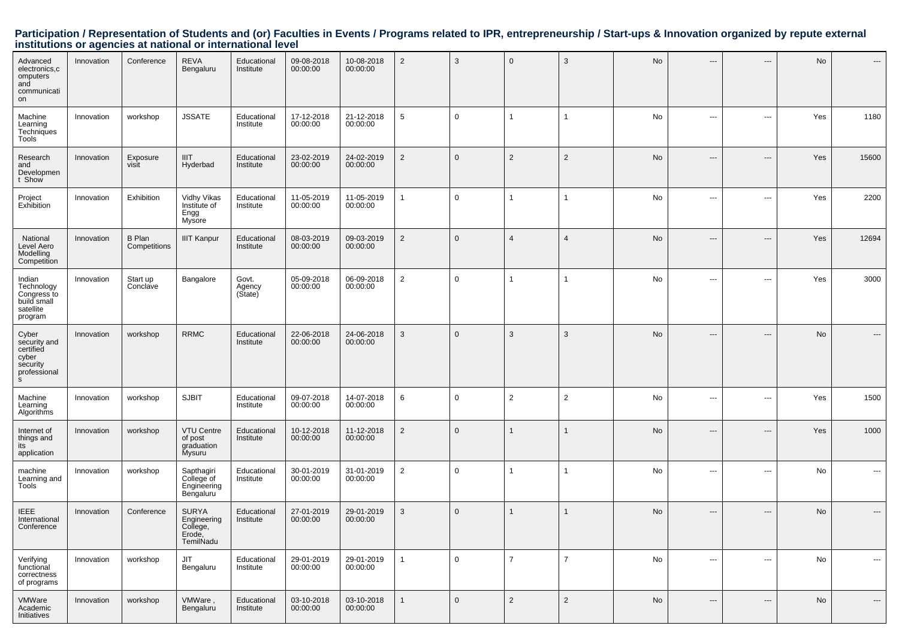**Participation / Representation of Students and (or) Faculties in Events / Programs related to IPR, entrepreneurship / Start-ups & Innovation organized by repute external institutions or agencies at national or international level**

| | | | | | | | | | | | | | | | |
|---|---|---|---|---|---|---|---|---|---|---|---|---|---|---|---|
| Advanced electronics,computers and communication | Innovation | Conference | REVA Bengaluru | Educational Institute | 09-08-2018 00:00:00 | 10-08-2018 00:00:00 | 2 | 3 | 0 | 3 | No | --- | --- | No | --- |
| Machine Learning Techniques Tools | Innovation | workshop | JSSATE | Educational Institute | 17-12-2018 00:00:00 | 21-12-2018 00:00:00 | 5 | 0 | 1 | 1 | No | --- | --- | Yes | 1180 |
| Research and Development Show | Innovation | Exposure visit | IIIT Hyderbad | Educational Institute | 23-02-2019 00:00:00 | 24-02-2019 00:00:00 | 2 | 0 | 2 | 2 | No | --- | --- | Yes | 15600 |
| Project Exhibition | Innovation | Exhibition | Vidhy Vikas Institute of Engg Mysore | Educational Institute | 11-05-2019 00:00:00 | 11-05-2019 00:00:00 | 1 | 0 | 1 | 1 | No | --- | --- | Yes | 2200 |
| National Level Aero Modelling Competition | Innovation | B Plan Competitions | IIIT Kanpur | Educational Institute | 08-03-2019 00:00:00 | 09-03-2019 00:00:00 | 2 | 0 | 4 | 4 | No | --- | --- | Yes | 12694 |
| Indian Technology Congress to build small satellite program | Innovation | Start up Conclave | Bangalore | Govt. Agency (State) | 05-09-2018 00:00:00 | 06-09-2018 00:00:00 | 2 | 0 | 1 | 1 | No | --- | --- | Yes | 3000 |
| Cyber security and certified cyber security professionals | Innovation | workshop | RRMC | Educational Institute | 22-06-2018 00:00:00 | 24-06-2018 00:00:00 | 3 | 0 | 3 | 3 | No | --- | --- | No | --- |
| Machine Learning Algorithms | Innovation | workshop | SJBIT | Educational Institute | 09-07-2018 00:00:00 | 14-07-2018 00:00:00 | 6 | 0 | 2 | 2 | No | --- | --- | Yes | 1500 |
| Internet of things and its application | Innovation | workshop | VTU Centre of post graduation Mysuru | Educational Institute | 10-12-2018 00:00:00 | 11-12-2018 00:00:00 | 2 | 0 | 1 | 1 | No | --- | --- | Yes | 1000 |
| machine Learning and Tools | Innovation | workshop | Sapthagiri College of Engineering Bengaluru | Educational Institute | 30-01-2019 00:00:00 | 31-01-2019 00:00:00 | 2 | 0 | 1 | 1 | No | --- | --- | No | --- |
| IEEE International Conference | Innovation | Conference | SURYA Engineering College, Erode, TemilNadu | Educational Institute | 27-01-2019 00:00:00 | 29-01-2019 00:00:00 | 3 | 0 | 1 | 1 | No | --- | --- | No | --- |
| Verifying functional correctness of programs | Innovation | workshop | JIT Bengaluru | Educational Institute | 29-01-2019 00:00:00 | 29-01-2019 00:00:00 | 1 | 0 | 7 | 7 | No | --- | --- | No | --- |
| VMWare Academic Initiatives | Innovation | workshop | VMWare , Bengaluru | Educational Institute | 03-10-2018 00:00:00 | 03-10-2018 00:00:00 | 1 | 0 | 2 | 2 | No | --- | --- | No | --- |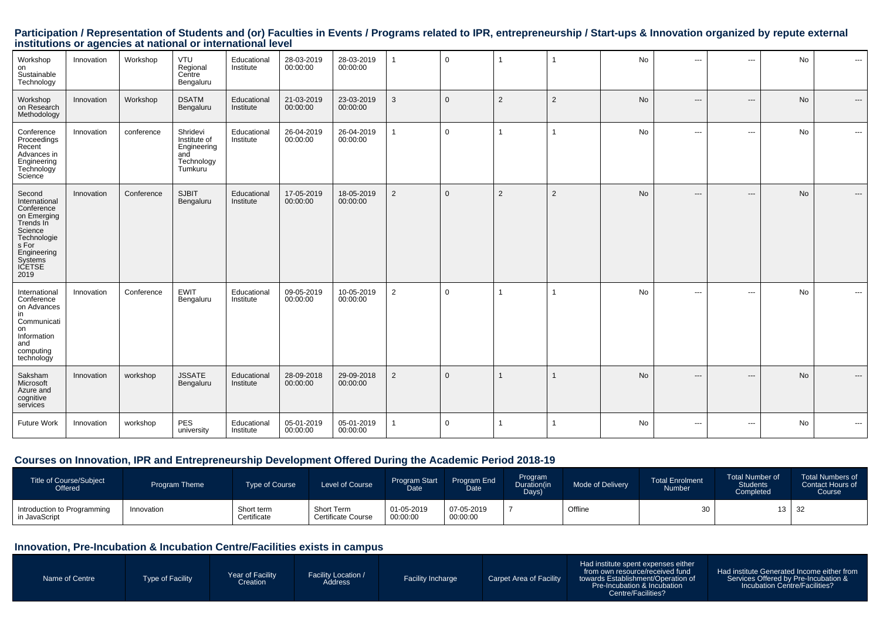## Participation / Representation of Students and (or) Faculties in Events / Programs related to IPR, entrepreneurship / Start-ups & Innovation organized by repute external institutions or agencies at national or international level

| | | | | | | | | | | | | | | |
|---|---|---|---|---|---|---|---|---|---|---|---|---|---|---|
| Workshop on Sustainable Technology | Innovation | Workshop | VTU Regional Centre Bengaluru | Educational Institute | 28-03-2019 00:00:00 | 28-03-2019 00:00:00 | 1 | 0 | 1 | 1 | No | --- | --- | No | --- |
| Workshop on Research Methodology | Innovation | Workshop | DSATM Bengaluru | Educational Institute | 21-03-2019 00:00:00 | 23-03-2019 00:00:00 | 3 | 0 | 2 | 2 | No | --- | --- | No | --- |
| Conference Proceedings Recent Advances in Engineering Technology Science | Innovation | conference | Shridevi Institute of Engineering and Technology Tumkuru | Educational Institute | 26-04-2019 00:00:00 | 26-04-2019 00:00:00 | 1 | 0 | 1 | 1 | No | --- | --- | No | --- |
| Second International Conference on Emerging Trends In Science Technologies For Engineering Systems ICETSE 2019 | Innovation | Conference | SJBIT Bengaluru | Educational Institute | 17-05-2019 00:00:00 | 18-05-2019 00:00:00 | 2 | 0 | 2 | 2 | No | --- | --- | No | --- |
| International Conference on Advances in Communication Information and computing technology | Innovation | Conference | EWIT Bengaluru | Educational Institute | 09-05-2019 00:00:00 | 10-05-2019 00:00:00 | 2 | 0 | 1 | 1 | No | --- | --- | No | --- |
| Saksham Microsoft Azure and cognitive services | Innovation | workshop | JSSATE Bengaluru | Educational Institute | 28-09-2018 00:00:00 | 29-09-2018 00:00:00 | 2 | 0 | 1 | 1 | No | --- | --- | No | --- |
| Future Work | Innovation | workshop | PES university | Educational Institute | 05-01-2019 00:00:00 | 05-01-2019 00:00:00 | 1 | 0 | 1 | 1 | No | --- | --- | No | --- |

## Courses on Innovation, IPR and Entrepreneurship Development Offered During the Academic Period 2018-19

| Title of Course/Subject Offered | Program Theme | Type of Course | Level of Course | Program Start Date | Program End Date | Program Duration(in Days) | Mode of Delivery | Total Enrolment Number | Total Number of Students Completed | Total Numbers of Contact Hours of Course |
|---|---|---|---|---|---|---|---|---|---|---|
| Introduction to Programming in JavaScript | Innovation | Short term Certificate | Short Term Certificate Course | 01-05-2019 00:00:00 | 07-05-2019 00:00:00 | 7 | Offline | 30 | 13 | 32 |

## Innovation, Pre-Incubation & Incubation Centre/Facilities exists in campus

| Name of Centre | Type of Facility | Year of Facility Creation | Facility Location / Address | Facility Incharge | Carpet Area of Facility | Had institute spent expenses either from own resource/received fund towards Establishment/Operation of Pre-Incubation & Incubation Centre/Facilities? | Had institute Generated Income either from Services Offered by Pre-Incubation & Incubation Centre/Facilities? |
|---|---|---|---|---|---|---|---|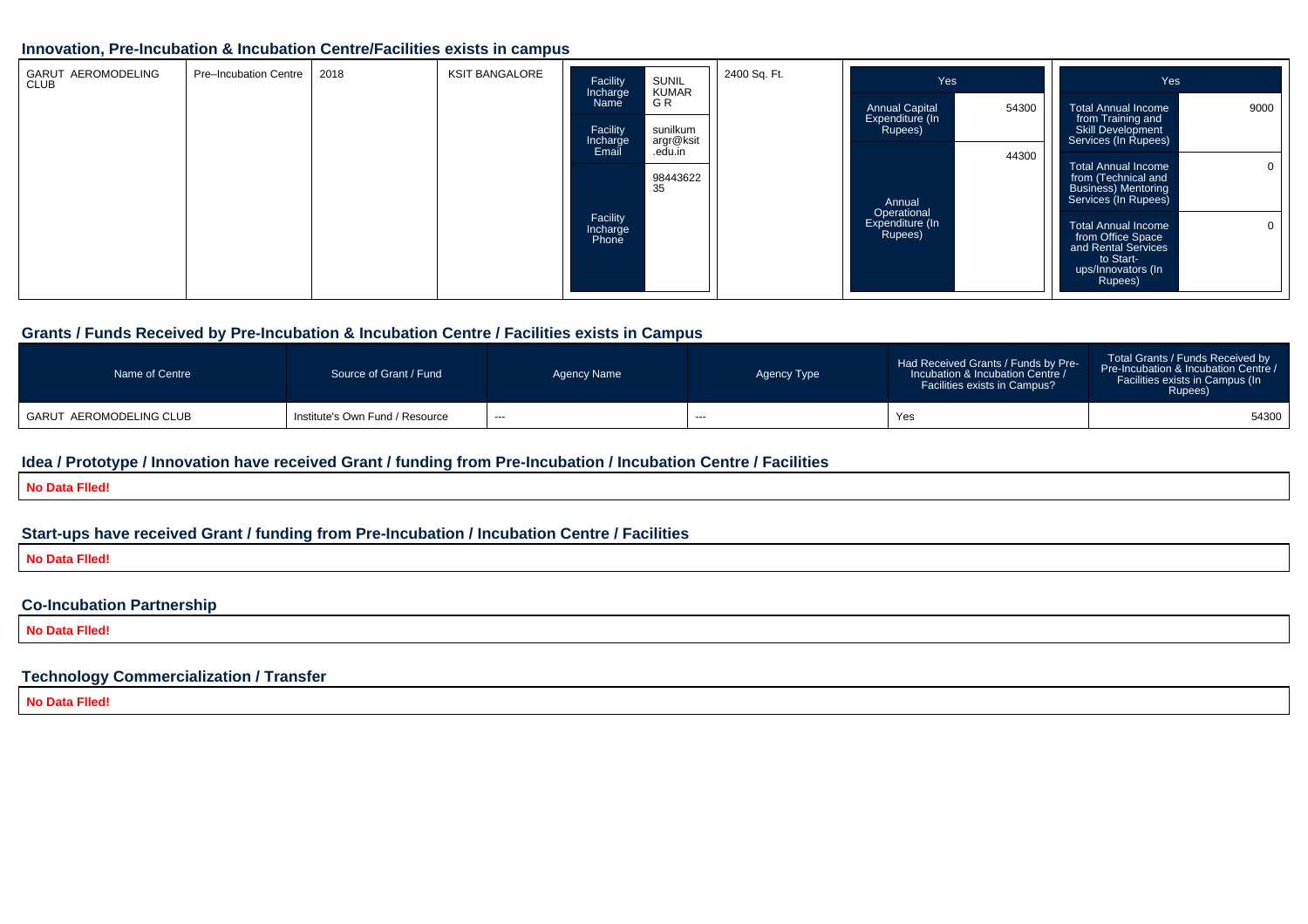### Innovation, Pre-Incubation & Incubation Centre/Facilities exists in campus

| | | | | | | | | |
|---|---|---|---|---|---|---|---|---|
| GARUT AEROMODELING CLUB | Pre–Incubation Centre | 2018 | KSIT BANGALORE | Facility Incharge Name: SUNIL KUMAR G R<br>Facility Incharge Email: sunilkumargr@ksit.edu.in<br>Facility Incharge Phone: 9844362235 | 2400 Sq. Ft. | Yes<br>Annual Capital Expenditure (In Rupees): 54300<br>Annual Operational Expenditure (In Rupees): 44300 | Yes<br>Total Annual Income from Training and Skill Development Services (In Rupees): 9000<br>Total Annual Income from (Technical and Business) Mentoring Services (In Rupees): 0<br>Total Annual Income from Office Space and Rental Services to Start-ups/Innovators (In Rupees): 0 |

### Grants / Funds Received by Pre-Incubation & Incubation Centre / Facilities exists in Campus

| Name of Centre | Source of Grant / Fund | Agency Name | Agency Type | Had Received Grants / Funds by Pre-Incubation & Incubation Centre / Facilities exists in Campus? | Total Grants / Funds Received by Pre-Incubation & Incubation Centre / Facilities exists in Campus (In Rupees) |
|---|---|---|---|---|---|
| GARUT AEROMODELING CLUB | Institute's Own Fund / Resource | --- | --- | Yes | 54300 |

### Idea / Prototype / Innovation have received Grant / funding from Pre-Incubation / Incubation Centre / Facilities

**No Data Flled!**

### Start-ups have received Grant / funding from Pre-Incubation / Incubation Centre / Facilities

**No Data Flled!**

### Co-Incubation Partnership

**No Data Flled!**

### Technology Commercialization / Transfer

**No Data Flled!**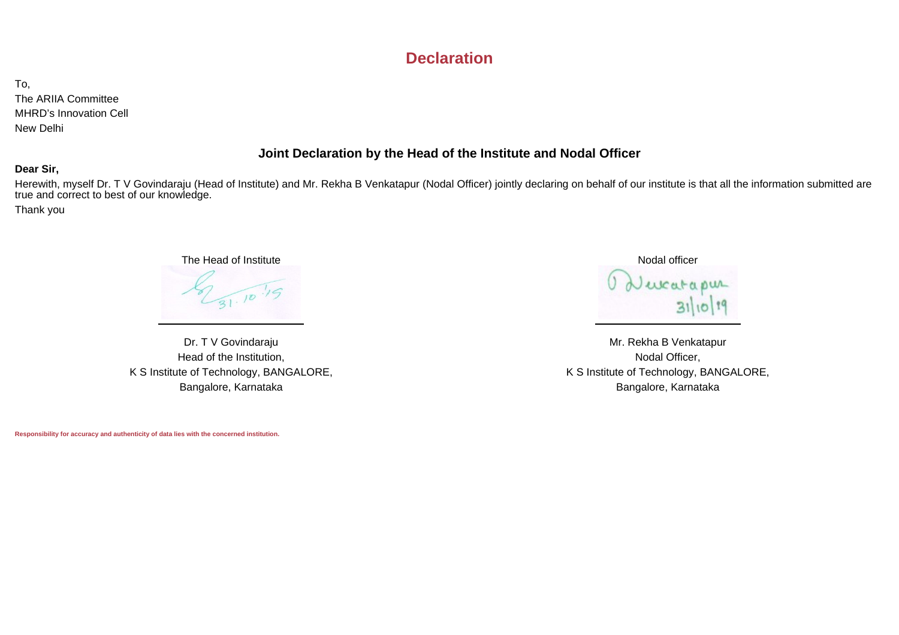# Declaration

To,
The ARIIA Committee
MHRD's Innovation Cell
New Delhi

## Joint Declaration by the Head of the Institute and Nodal Officer

**Dear Sir,**

Herewith, myself Dr. T V Govindaraju (Head of Institute) and Mr. Rekha B Venkatapur (Nodal Officer) jointly declaring on behalf of our institute is that all the information submitted are true and correct to best of our knowledge.

Thank you

The Head of Institute

31.10.19

Dr. T V Govindaraju
Head of the Institution,
K S Institute of Technology, BANGALORE,
Bangalore, Karnataka

Nodal officer

Venkatapur
31/10/19

Mr. Rekha B Venkatapur
Nodal Officer,
K S Institute of Technology, BANGALORE,
Bangalore, Karnataka

**Responsibility for accuracy and authenticity of data lies with the concerned institution.**